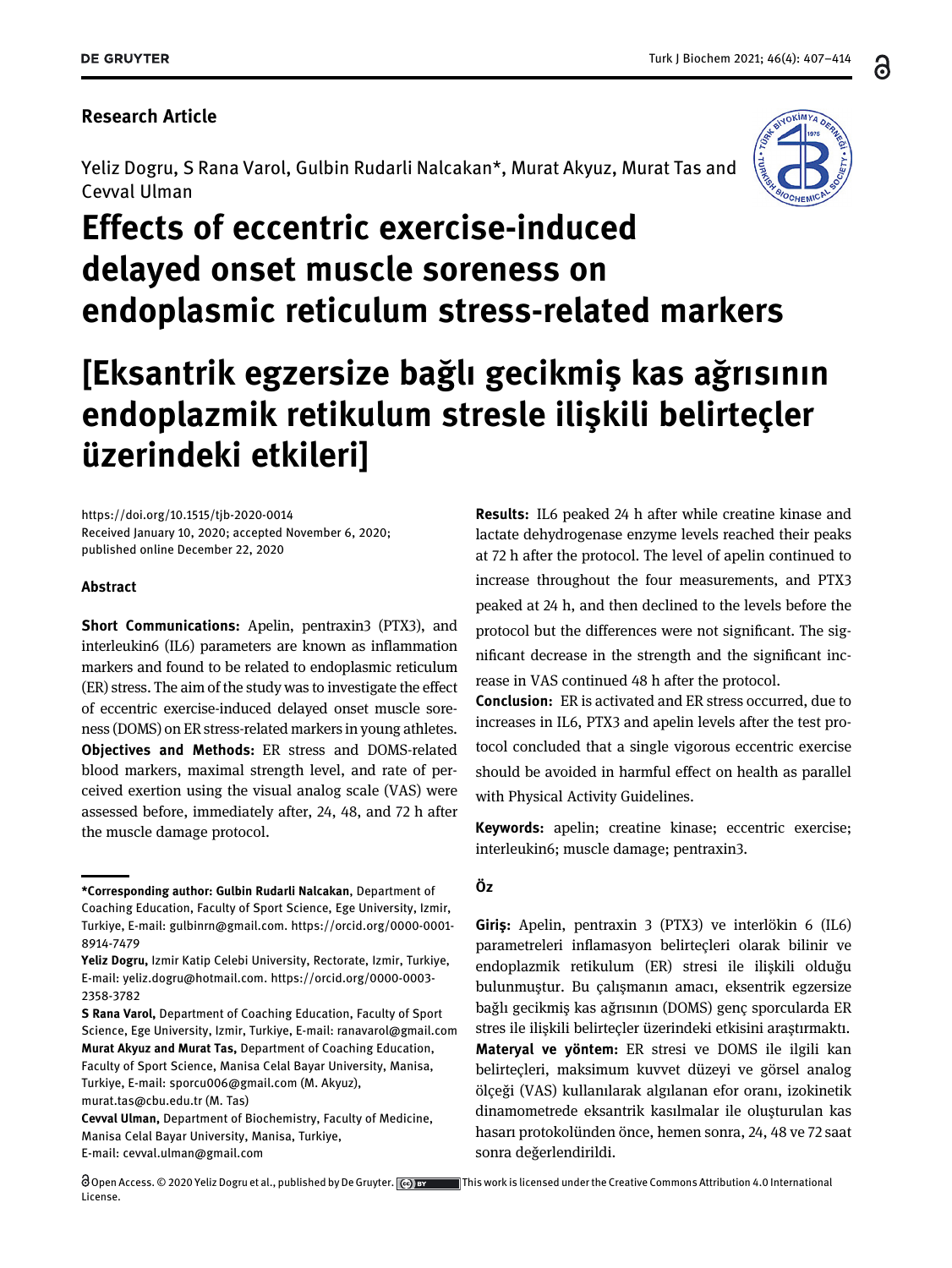Research Article

Yeliz Dogru, S Rana Varol, Gulbin Rudarli Nalcakan*, Murat Akyuz, Murat Tas and Cevval Ulman

# Effects of eccentric exercise-induced delayed onset muscle soreness on endoplasmic reticulum stress-related markers

# [Eksantrik egzersize bağlı gecikmiş kas ağrısının endoplazmik retikulum stresle ilişkili belirteçler üzerindeki etkileri]

https://doi.org/10.1515/tjb-2020-0014
Received January 10, 2020; accepted November 6, 2020; published online December 22, 2020

### Abstract

**Short Communications:** Apelin, pentraxin3 (PTX3), and interleukin6 (IL6) parameters are known as inflammation markers and found to be related to endoplasmic reticulum (ER) stress. The aim of the study was to investigate the effect of eccentric exercise-induced delayed onset muscle soreness (DOMS) on ER stress-related markers in young athletes.

**Objectives and Methods:** ER stress and DOMS-related blood markers, maximal strength level, and rate of perceived exertion using the visual analog scale (VAS) were assessed before, immediately after, 24, 48, and 72 h after the muscle damage protocol.

**Results:** IL6 peaked 24 h after while creatine kinase and lactate dehydrogenase enzyme levels reached their peaks at 72 h after the protocol. The level of apelin continued to increase throughout the four measurements, and PTX3 peaked at 24 h, and then declined to the levels before the protocol but the differences were not significant. The significant decrease in the strength and the significant increase in VAS continued 48 h after the protocol.

**Conclusion:** ER is activated and ER stress occurred, due to increases in IL6, PTX3 and apelin levels after the test protocol concluded that a single vigorous eccentric exercise should be avoided in harmful effect on health as parallel with Physical Activity Guidelines.

**Keywords:** apelin; creatine kinase; eccentric exercise; interleukin6; muscle damage; pentraxin3.

### Öz

**Giriş:** Apelin, pentraxin 3 (PTX3) ve interlökin 6 (IL6) parametreleri inflamasyon belirteçleri olarak bilinir ve endoplazmik retikulum (ER) stresi ile ilişkili olduğu bulunmuştur. Bu çalışmanın amacı, eksentrik egzersize bağlı gecikmiş kas ağrısının (DOMS) genç sporcularda ER stres ile ilişkili belirteçler üzerindeki etkisini araştırmaktı.

**Materyal ve yöntem:** ER stresi ve DOMS ile ilgili kan belirteçleri, maksimum kuvvet düzeyi ve görsel analog ölçeği (VAS) kullanılarak algılanan efor oranı, izokinetik dinamometrede eksantrik kasılmalar ile oluşturulan kas hasarı protokolünden önce, hemen sonra, 24, 48 ve 72 saat sonra değerlendirildi.

---

***Corresponding author: Gulbin Rudarli Nalcakan**, Department of Coaching Education, Faculty of Sport Science, Ege University, Izmir, Turkiye, E-mail: gulbinrn@gmail.com. https://orcid.org/0000-0001-8914-7479

**Yeliz Dogru,** Izmir Katip Celebi University, Rectorate, Izmir, Turkiye, E-mail: yeliz.dogru@hotmail.com. https://orcid.org/0000-0003-2358-3782

**S Rana Varol,** Department of Coaching Education, Faculty of Sport Science, Ege University, Izmir, Turkiye, E-mail: ranavarol@gmail.com

**Murat Akyuz and Murat Tas,** Department of Coaching Education, Faculty of Sport Science, Manisa Celal Bayar University, Manisa, Turkiye, E-mail: sporcu006@gmail.com (M. Akyuz), murat.tas@cbu.edu.tr (M. Tas)

**Cevval Ulman,** Department of Biochemistry, Faculty of Medicine, Manisa Celal Bayar University, Manisa, Turkiye, E-mail: cevval.ulman@gmail.com

Open Access. © 2020 Yeliz Dogru et al., published by De Gruyter. This work is licensed under the Creative Commons Attribution 4.0 International License.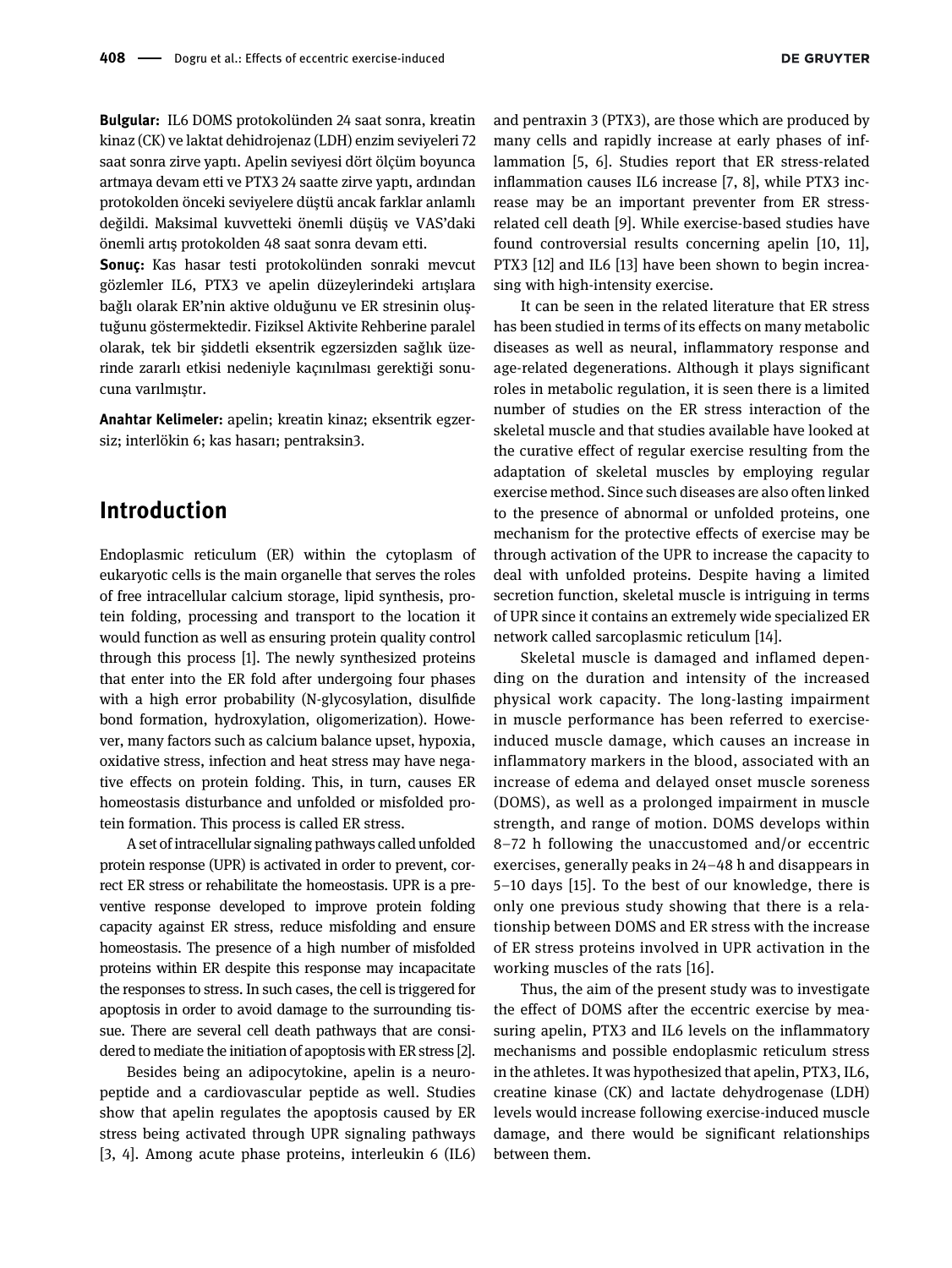**Bulgular:** IL6 DOMS protokolünden 24 saat sonra, kreatin kinaz (CK) ve laktat dehidrojenaz (LDH) enzim seviyeleri 72 saat sonra zirve yaptı. Apelin seviyesi dört ölçüm boyunca artmaya devam etti ve PTX3 24 saatte zirve yaptı, ardından protokolden önceki seviyelere düştü ancak farklar anlamlı değildi. Maksimal kuvvetteki önemli düşüş ve VAS'daki önemli artış protokolden 48 saat sonra devam etti.

**Sonuç:** Kas hasar testi protokolünden sonraki mevcut gözlemler IL6, PTX3 ve apelin düzeylerindeki artışlara bağlı olarak ER'nin aktive olduğunu ve ER stresinin oluştuğunu göstermektedir. Fiziksel Aktivite Rehberine paralel olarak, tek bir şiddetli eksentrik egzersizden sağlık üzerinde zararlı etkisi nedeniyle kaçınılması gerektiği sonucuna varılmıştır.

**Anahtar Kelimeler:** apelin; kreatin kinaz; eksentrik egzersiz; interlökin 6; kas hasarı; pentraksin3.

## Introduction

Endoplasmic reticulum (ER) within the cytoplasm of eukaryotic cells is the main organelle that serves the roles of free intracellular calcium storage, lipid synthesis, protein folding, processing and transport to the location it would function as well as ensuring protein quality control through this process [1]. The newly synthesized proteins that enter into the ER fold after undergoing four phases with a high error probability (N-glycosylation, disulfide bond formation, hydroxylation, oligomerization). However, many factors such as calcium balance upset, hypoxia, oxidative stress, infection and heat stress may have negative effects on protein folding. This, in turn, causes ER homeostasis disturbance and unfolded or misfolded protein formation. This process is called ER stress.

A set of intracellular signaling pathways called unfolded protein response (UPR) is activated in order to prevent, correct ER stress or rehabilitate the homeostasis. UPR is a preventive response developed to improve protein folding capacity against ER stress, reduce misfolding and ensure homeostasis. The presence of a high number of misfolded proteins within ER despite this response may incapacitate the responses to stress. In such cases, the cell is triggered for apoptosis in order to avoid damage to the surrounding tissue. There are several cell death pathways that are considered to mediate the initiation of apoptosis with ER stress [2].

Besides being an adipocytokine, apelin is a neuropeptide and a cardiovascular peptide as well. Studies show that apelin regulates the apoptosis caused by ER stress being activated through UPR signaling pathways [3, 4]. Among acute phase proteins, interleukin 6 (IL6) and pentraxin 3 (PTX3), are those which are produced by many cells and rapidly increase at early phases of inflammation [5, 6]. Studies report that ER stress-related inflammation causes IL6 increase [7, 8], while PTX3 increase may be an important preventer from ER stress-related cell death [9]. While exercise-based studies have found controversial results concerning apelin [10, 11], PTX3 [12] and IL6 [13] have been shown to begin increasing with high-intensity exercise.

It can be seen in the related literature that ER stress has been studied in terms of its effects on many metabolic diseases as well as neural, inflammatory response and age-related degenerations. Although it plays significant roles in metabolic regulation, it is seen there is a limited number of studies on the ER stress interaction of the skeletal muscle and that studies available have looked at the curative effect of regular exercise resulting from the adaptation of skeletal muscles by employing regular exercise method. Since such diseases are also often linked to the presence of abnormal or unfolded proteins, one mechanism for the protective effects of exercise may be through activation of the UPR to increase the capacity to deal with unfolded proteins. Despite having a limited secretion function, skeletal muscle is intriguing in terms of UPR since it contains an extremely wide specialized ER network called sarcoplasmic reticulum [14].

Skeletal muscle is damaged and inflamed depending on the duration and intensity of the increased physical work capacity. The long-lasting impairment in muscle performance has been referred to exercise-induced muscle damage, which causes an increase in inflammatory markers in the blood, associated with an increase of edema and delayed onset muscle soreness (DOMS), as well as a prolonged impairment in muscle strength, and range of motion. DOMS develops within 8–72 h following the unaccustomed and/or eccentric exercises, generally peaks in 24–48 h and disappears in 5–10 days [15]. To the best of our knowledge, there is only one previous study showing that there is a relationship between DOMS and ER stress with the increase of ER stress proteins involved in UPR activation in the working muscles of the rats [16].

Thus, the aim of the present study was to investigate the effect of DOMS after the eccentric exercise by measuring apelin, PTX3 and IL6 levels on the inflammatory mechanisms and possible endoplasmic reticulum stress in the athletes. It was hypothesized that apelin, PTX3, IL6, creatine kinase (CK) and lactate dehydrogenase (LDH) levels would increase following exercise-induced muscle damage, and there would be significant relationships between them.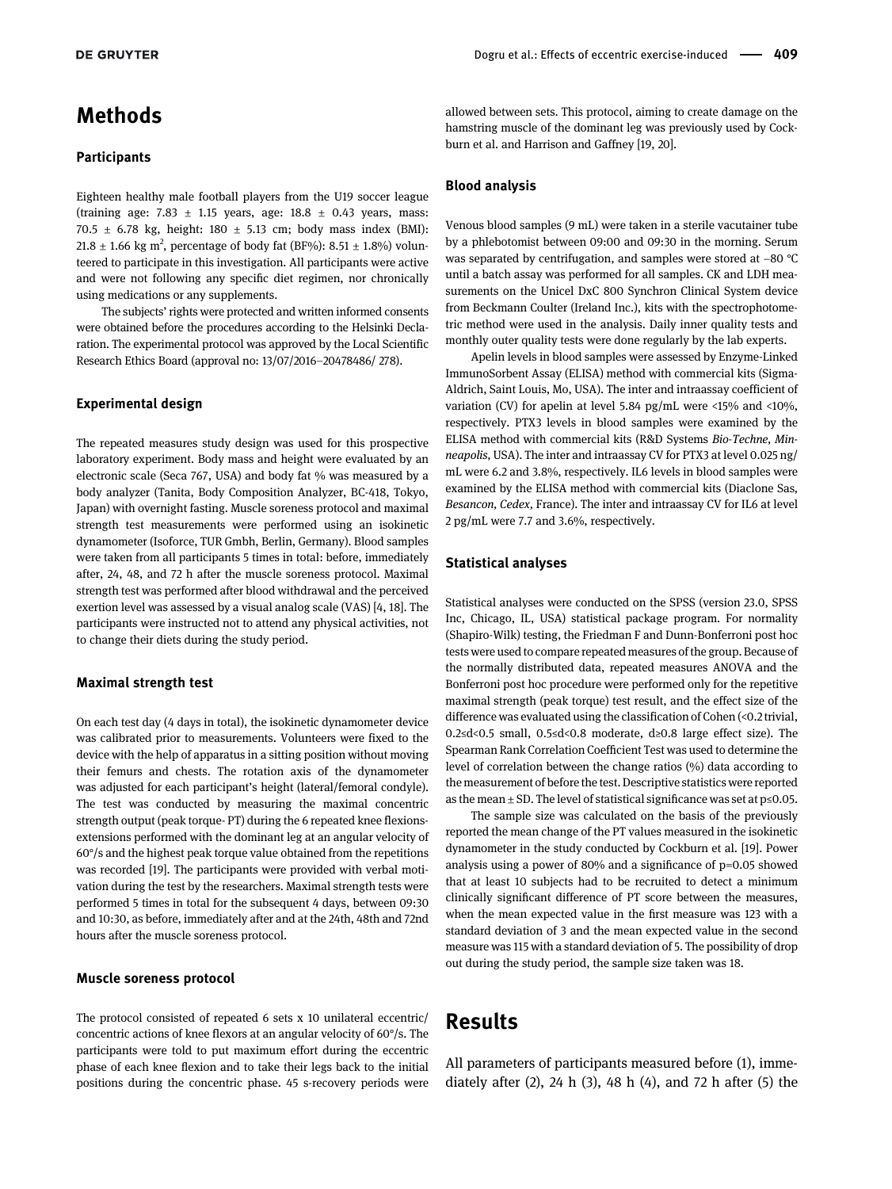# Methods

### Participants

Eighteen healthy male football players from the U19 soccer league (training age: 7.83 ± 1.15 years, age: 18.8 ± 0.43 years, mass: 70.5 ± 6.78 kg, height: 180 ± 5.13 cm; body mass index (BMI): 21.8 ± 1.66 kg $m^2$, percentage of body fat (BF%): 8.51 ± 1.8%) volunteered to participate in this investigation. All participants were active and were not following any specific diet regimen, nor chronically using medications or any supplements.

The subjects' rights were protected and written informed consents were obtained before the procedures according to the Helsinki Declaration. The experimental protocol was approved by the Local Scientific Research Ethics Board (approval no: 13/07/2016–20478486/ 278).

### Experimental design

The repeated measures study design was used for this prospective laboratory experiment. Body mass and height were evaluated by an electronic scale (Seca 767, USA) and body fat % was measured by a body analyzer (Tanita, Body Composition Analyzer, BC-418, Tokyo, Japan) with overnight fasting. Muscle soreness protocol and maximal strength test measurements were performed using an isokinetic dynamometer (Isoforce, TUR Gmbh, Berlin, Germany). Blood samples were taken from all participants 5 times in total: before, immediately after, 24, 48, and 72 h after the muscle soreness protocol. Maximal strength test was performed after blood withdrawal and the perceived exertion level was assessed by a visual analog scale (VAS) [4, 18]. The participants were instructed not to attend any physical activities, not to change their diets during the study period.

### Maximal strength test

On each test day (4 days in total), the isokinetic dynamometer device was calibrated prior to measurements. Volunteers were fixed to the device with the help of apparatus in a sitting position without moving their femurs and chests. The rotation axis of the dynamometer was adjusted for each participant's height (lateral/femoral condyle). The test was conducted by measuring the maximal concentric strength output (peak torque- PT) during the 6 repeated knee flexions-extensions performed with the dominant leg at an angular velocity of 60°/s and the highest peak torque value obtained from the repetitions was recorded [19]. The participants were provided with verbal motivation during the test by the researchers. Maximal strength tests were performed 5 times in total for the subsequent 4 days, between 09:30 and 10:30, as before, immediately after and at the 24th, 48th and 72nd hours after the muscle soreness protocol.

### Muscle soreness protocol

The protocol consisted of repeated 6 sets x 10 unilateral eccentric/concentric actions of knee flexors at an angular velocity of 60°/s. The participants were told to put maximum effort during the eccentric phase of each knee flexion and to take their legs back to the initial positions during the concentric phase. 45 s-recovery periods were allowed between sets. This protocol, aiming to create damage on the hamstring muscle of the dominant leg was previously used by Cockburn et al. and Harrison and Gaffney [19, 20].

### Blood analysis

Venous blood samples (9 mL) were taken in a sterile vacutainer tube by a phlebotomist between 09:00 and 09:30 in the morning. Serum was separated by centrifugation, and samples were stored at −80 °C until a batch assay was performed for all samples. CK and LDH measurements on the Unicel DxC 800 Synchron Clinical System device from Beckmann Coulter (Ireland Inc.), kits with the spectrophotometric method were used in the analysis. Daily inner quality tests and monthly outer quality tests were done regularly by the lab experts.

Apelin levels in blood samples were assessed by Enzyme-Linked ImmunoSorbent Assay (ELISA) method with commercial kits (Sigma-Aldrich, Saint Louis, Mo, USA). The inter and intraassay coefficient of variation (CV) for apelin at level 5.84 pg/mL were <15% and <10%, respectively. PTX3 levels in blood samples were examined by the ELISA method with commercial kits (R&D Systems *Bio-Techne, Minneapolis*, USA). The inter and intraassay CV for PTX3 at level 0.025 ng/mL were 6.2 and 3.8%, respectively. IL6 levels in blood samples were examined by the ELISA method with commercial kits (Diaclone Sas, *Besancon, Cedex*, France). The inter and intraassay CV for IL6 at level 2 pg/mL were 7.7 and 3.6%, respectively.

### Statistical analyses

Statistical analyses were conducted on the SPSS (version 23.0, SPSS Inc, Chicago, IL, USA) statistical package program. For normality (Shapiro-Wilk) testing, the Friedman F and Dunn-Bonferroni post hoc tests were used to compare repeated measures of the group. Because of the normally distributed data, repeated measures ANOVA and the Bonferroni post hoc procedure were performed only for the repetitive maximal strength (peak torque) test result, and the effect size of the difference was evaluated using the classification of Cohen (<0.2 trivial, 0.2≤d<0.5 small, 0.5≤d<0.8 moderate, d≥0.8 large effect size). The Spearman Rank Correlation Coefficient Test was used to determine the level of correlation between the change ratios (%) data according to the measurement of before the test. Descriptive statistics were reported as the mean ± SD. The level of statistical significance was set at p≤0.05.

The sample size was calculated on the basis of the previously reported the mean change of the PT values measured in the isokinetic dynamometer in the study conducted by Cockburn et al. [19]. Power analysis using a power of 80% and a significance of p=0.05 showed that at least 10 subjects had to be recruited to detect a minimum clinically significant difference of PT score between the measures, when the mean expected value in the first measure was 123 with a standard deviation of 3 and the mean expected value in the second measure was 115 with a standard deviation of 5. The possibility of drop out during the study period, the sample size taken was 18.

# Results

All parameters of participants measured before (1), immediately after (2), 24 h (3), 48 h (4), and 72 h after (5) the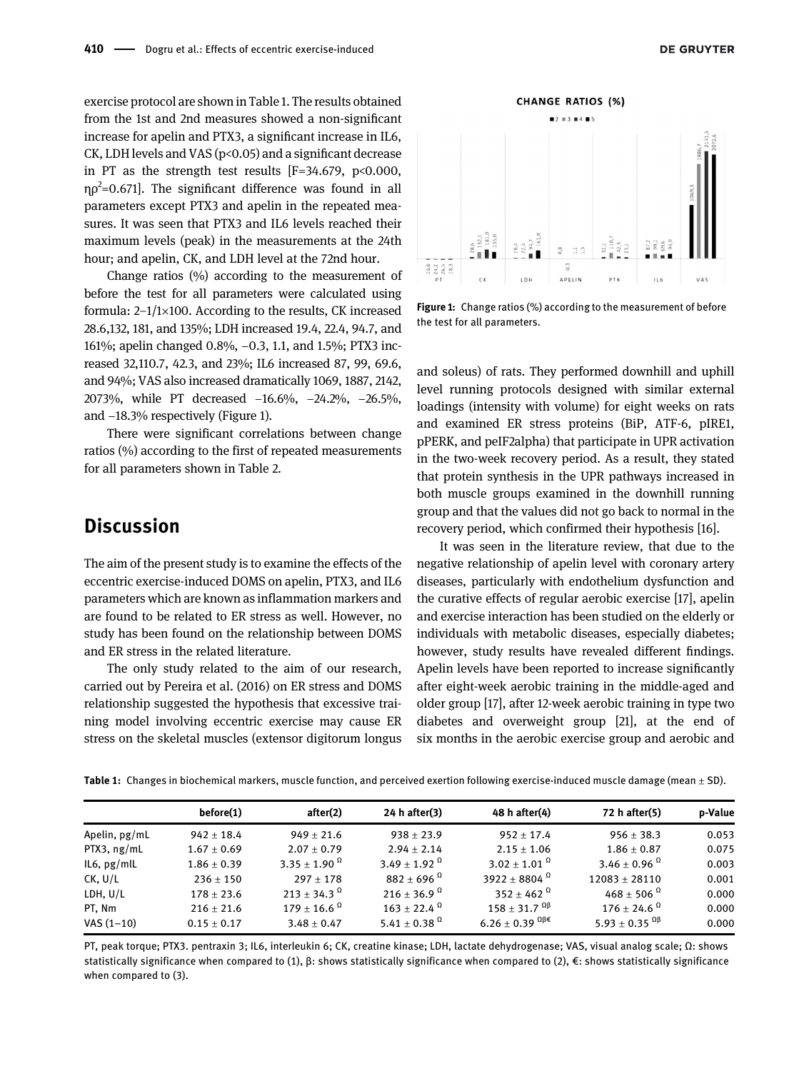exercise protocol are shown in Table 1. The results obtained from the 1st and 2nd measures showed a non-significant increase for apelin and PTX3, a significant increase in IL6, CK, LDH levels and VAS ($p<0.05$) and a significant decrease in PT as the strength test results [$F=34.679$, $p<0.000$, $\eta p^2=0.671$]. The significant difference was found in all parameters except PTX3 and apelin in the repeated measures. It was seen that PTX3 and IL6 levels reached their maximum levels (peak) in the measurements at the 24th hour; and apelin, CK, and LDH level at the 72nd hour.

Change ratios (%) according to the measurement of before the test for all parameters were calculated using formula: $2-1/1\times100$. According to the results, CK increased 28.6,132, 181, and 135%; LDH increased 19.4, 22.4, 94.7, and 161%; apelin changed 0.8%, −0.3, 1.1, and 1.5%; PTX3 increased 32,110.7, 42.3, and 23%; IL6 increased 87, 99, 69.6, and 94%; VAS also increased dramatically 1069, 1887, 2142, 2073%, while PT decreased −16.6%, −24.2%, −26.5%, and −18.3% respectively (Figure 1).

There were significant correlations between change ratios (%) according to the first of repeated measurements for all parameters shown in Table 2.

**Figure 1:** Change ratios (%) according to the measurement of before the test for all parameters.

## Discussion

The aim of the present study is to examine the effects of the eccentric exercise-induced DOMS on apelin, PTX3, and IL6 parameters which are known as inflammation markers and are found to be related to ER stress as well. However, no study has been found on the relationship between DOMS and ER stress in the related literature.

The only study related to the aim of our research, carried out by Pereira et al. (2016) on ER stress and DOMS relationship suggested the hypothesis that excessive training model involving eccentric exercise may cause ER stress on the skeletal muscles (extensor digitorum longus and soleus) of rats. They performed downhill and uphill level running protocols designed with similar external loadings (intensity with volume) for eight weeks on rats and examined ER stress proteins (BiP, ATF-6, pIRE1, pPERK, and peIF2alpha) that participate in UPR activation in the two-week recovery period. As a result, they stated that protein synthesis in the UPR pathways increased in both muscle groups examined in the downhill running group and that the values did not go back to normal in the recovery period, which confirmed their hypothesis [16].

It was seen in the literature review, that due to the negative relationship of apelin level with coronary artery diseases, particularly with endothelium dysfunction and the curative effects of regular aerobic exercise [17], apelin and exercise interaction has been studied on the elderly or individuals with metabolic diseases, especially diabetes; however, study results have revealed different findings. Apelin levels have been reported to increase significantly after eight-week aerobic training in the middle-aged and older group [17], after 12-week aerobic training in type two diabetes and overweight group [21], at the end of six months in the aerobic exercise group and aerobic and

**Table 1:** Changes in biochemical markers, muscle function, and perceived exertion following exercise-induced muscle damage (mean ± SD).

| | before(1) | after(2) | 24 h after(3) | 48 h after(4) | 72 h after(5) | p-Value |
|---|---|---|---|---|---|---|
| Apelin, pg/mL | 942 ± 18.4 | 949 ± 21.6 | 938 ± 23.9 | 952 ± 17.4 | 956 ± 38.3 | 0.053 |
| PTX3, ng/mL | 1.67 ± 0.69 | 2.07 ± 0.79 | 2.94 ± 2.14 | 2.15 ± 1.06 | 1.86 ± 0.87 | 0.075 |
| IL6, pg/mlL | 1.86 ± 0.39 | 3.35 ± 1.90 $^{\Omega}$ | 3.49 ± 1.92 $^{\Omega}$ | 3.02 ± 1.01 $^{\Omega}$ | 3.46 ± 0.96 $^{\Omega}$ | 0.003 |
| CK, U/L | 236 ± 150 | 297 ± 178 | 882 ± 696 $^{\Omega}$ | 3922 ± 8804 $^{\Omega}$ | 12083 ± 28110 | 0.001 |
| LDH, U/L | 178 ± 23.6 | 213 ± 34.3 $^{\Omega}$ | 216 ± 36.9 $^{\Omega}$ | 352 ± 462 $^{\Omega}$ | 468 ± 506 $^{\Omega}$ | 0.000 |
| PT, Nm | 216 ± 21.6 | 179 ± 16.6 $^{\Omega}$ | 163 ± 22.4 $^{\Omega}$ | 158 ± 31.7 $^{\Omega\beta}$ | 176 ± 24.6 $^{\Omega}$ | 0.000 |
| VAS (1–10) | 0.15 ± 0.17 | 3.48 ± 0.47 | 5.41 ± 0.38 $^{\Omega}$ | 6.26 ± 0.39 $^{\Omega\beta€}$ | 5.93 ± 0.35 $^{\Omega\beta}$ | 0.000 |

PT, peak torque; PTX3. pentraxin 3; IL6, interleukin 6; CK, creatine kinase; LDH, lactate dehydrogenase; VAS, visual analog scale; Ω: shows statistically significance when compared to (1), β: shows statistically significance when compared to (2), €: shows statistically significance when compared to (3).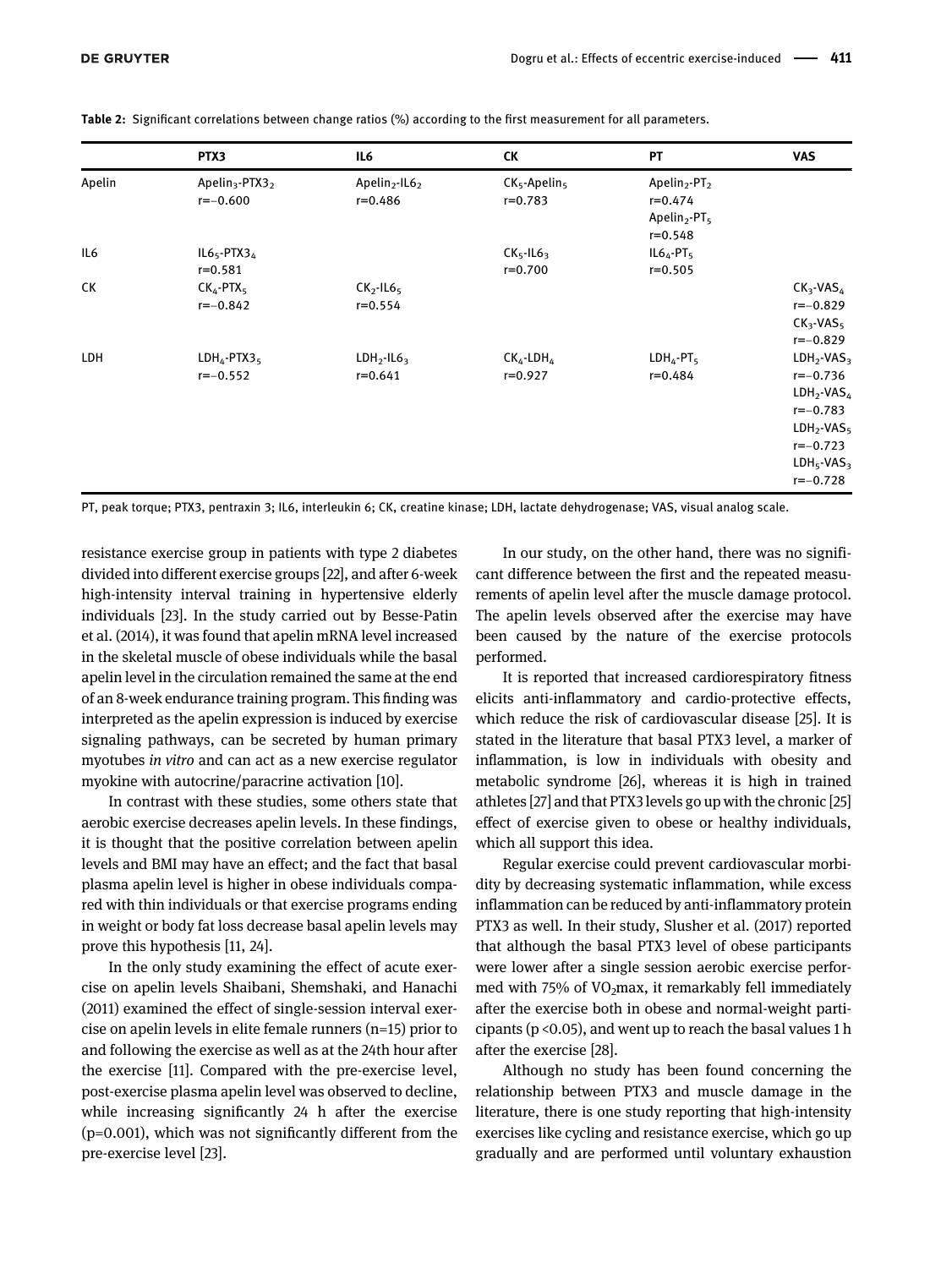**Table 2:** Significant correlations between change ratios (%) according to the first measurement for all parameters.

| | PTX3 | IL6 | CK | PT | VAS |
|---|---|---|---|---|---|
| Apelin | $Apelin_3$-$PTX3_2$ r=−0.600 | $Apelin_2$-$IL6_2$ r=0.486 | $CK_5$-$Apelin_5$ r=0.783 | $Apelin_2$-$PT_2$ r=0.474 $Apelin_2$-$PT_5$ r=0.548 | |
| IL6 | $IL6_5$-$PTX3_4$ r=0.581 | | $CK_5$-$IL6_3$ r=0.700 | $IL6_4$-$PT_5$ r=0.505 | |
| CK | $CK_4$-$PTX_5$ r=−0.842 | $CK_2$-$IL6_5$ r=0.554 | | | $CK_3$-$VAS_4$ r=−0.829 $CK_3$-$VAS_5$ r=−0.829 |
| LDH | $LDH_4$-$PTX3_5$ r=−0.552 | $LDH_2$-$IL6_3$ r=0.641 | $CK_4$-$LDH_4$ r=0.927 | $LDH_4$-$PT_5$ r=0.484 | $LDH_2$-$VAS_3$ r=−0.736 $LDH_2$-$VAS_4$ r=−0.783 $LDH_2$-$VAS_5$ r=−0.723 $LDH_5$-$VAS_3$ r=−0.728 |

PT, peak torque; PTX3, pentraxin 3; IL6, interleukin 6; CK, creatine kinase; LDH, lactate dehydrogenase; VAS, visual analog scale.

resistance exercise group in patients with type 2 diabetes divided into different exercise groups [22], and after 6-week high-intensity interval training in hypertensive elderly individuals [23]. In the study carried out by Besse-Patin et al. (2014), it was found that apelin mRNA level increased in the skeletal muscle of obese individuals while the basal apelin level in the circulation remained the same at the end of an 8-week endurance training program. This finding was interpreted as the apelin expression is induced by exercise signaling pathways, can be secreted by human primary myotubes *in vitro* and can act as a new exercise regulator myokine with autocrine/paracrine activation [10].

In contrast with these studies, some others state that aerobic exercise decreases apelin levels. In these findings, it is thought that the positive correlation between apelin levels and BMI may have an effect; and the fact that basal plasma apelin level is higher in obese individuals compared with thin individuals or that exercise programs ending in weight or body fat loss decrease basal apelin levels may prove this hypothesis [11, 24].

In the only study examining the effect of acute exercise on apelin levels Shaibani, Shemshaki, and Hanachi (2011) examined the effect of single-session interval exercise on apelin levels in elite female runners (n=15) prior to and following the exercise as well as at the 24th hour after the exercise [11]. Compared with the pre-exercise level, post-exercise plasma apelin level was observed to decline, while increasing significantly 24 h after the exercise ($p=0.001$), which was not significantly different from the pre-exercise level [23].

In our study, on the other hand, there was no significant difference between the first and the repeated measurements of apelin level after the muscle damage protocol. The apelin levels observed after the exercise may have been caused by the nature of the exercise protocols performed.

It is reported that increased cardiorespiratory fitness elicits anti-inflammatory and cardio-protective effects, which reduce the risk of cardiovascular disease [25]. It is stated in the literature that basal PTX3 level, a marker of inflammation, is low in individuals with obesity and metabolic syndrome [26], whereas it is high in trained athletes [27] and that PTX3 levels go up with the chronic [25] effect of exercise given to obese or healthy individuals, which all support this idea.

Regular exercise could prevent cardiovascular morbidity by decreasing systematic inflammation, while excess inflammation can be reduced by anti-inflammatory protein PTX3 as well. In their study, Slusher et al. (2017) reported that although the basal PTX3 level of obese participants were lower after a single session aerobic exercise performed with 75% of $VO_2$max, it remarkably fell immediately after the exercise both in obese and normal-weight participants ($p<0.05$), and went up to reach the basal values 1 h after the exercise [28].

Although no study has been found concerning the relationship between PTX3 and muscle damage in the literature, there is one study reporting that high-intensity exercises like cycling and resistance exercise, which go up gradually and are performed until voluntary exhaustion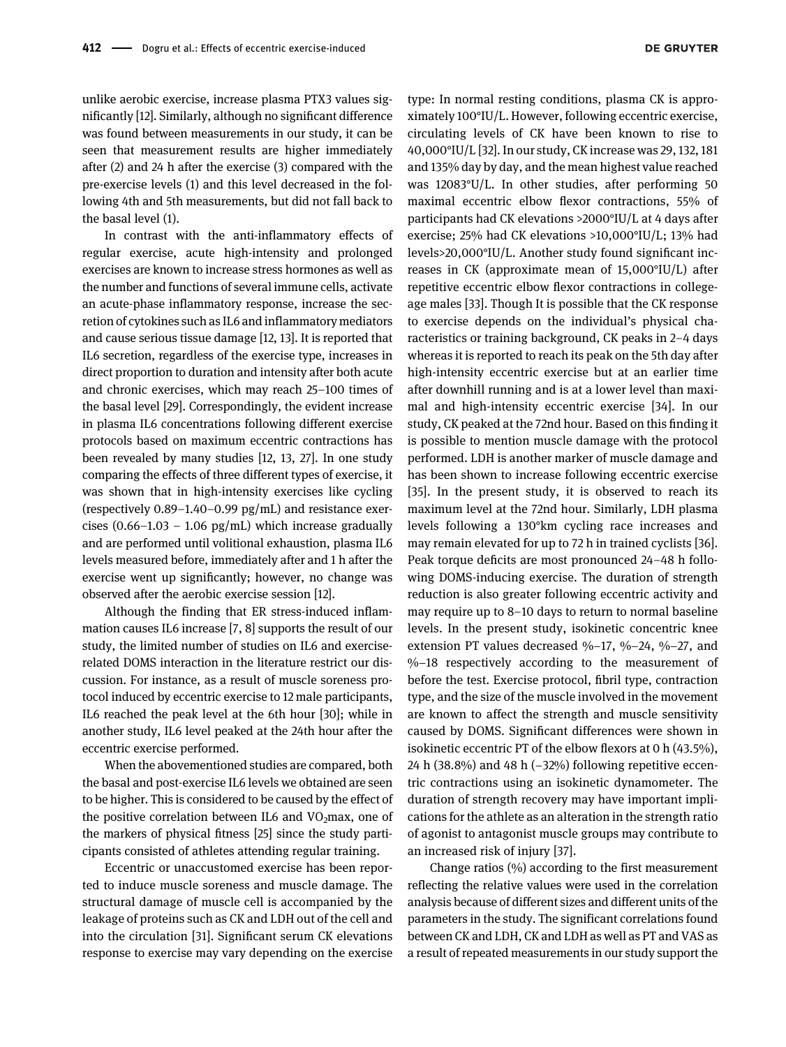unlike aerobic exercise, increase plasma PTX3 values significantly [12]. Similarly, although no significant difference was found between measurements in our study, it can be seen that measurement results are higher immediately after (2) and 24 h after the exercise (3) compared with the pre-exercise levels (1) and this level decreased in the following 4th and 5th measurements, but did not fall back to the basal level (1).

In contrast with the anti-inflammatory effects of regular exercise, acute high-intensity and prolonged exercises are known to increase stress hormones as well as the number and functions of several immune cells, activate an acute-phase inflammatory response, increase the secretion of cytokines such as IL6 and inflammatory mediators and cause serious tissue damage [12, 13]. It is reported that IL6 secretion, regardless of the exercise type, increases in direct proportion to duration and intensity after both acute and chronic exercises, which may reach 25–100 times of the basal level [29]. Correspondingly, the evident increase in plasma IL6 concentrations following different exercise protocols based on maximum eccentric contractions has been revealed by many studies [12, 13, 27]. In one study comparing the effects of three different types of exercise, it was shown that in high-intensity exercises like cycling (respectively 0.89–1.40–0.99 pg/mL) and resistance exercises (0.66–1.03 – 1.06 pg/mL) which increase gradually and are performed until volitional exhaustion, plasma IL6 levels measured before, immediately after and 1 h after the exercise went up significantly; however, no change was observed after the aerobic exercise session [12].

Although the finding that ER stress-induced inflammation causes IL6 increase [7, 8] supports the result of our study, the limited number of studies on IL6 and exercise-related DOMS interaction in the literature restrict our discussion. For instance, as a result of muscle soreness protocol induced by eccentric exercise to 12 male participants, IL6 reached the peak level at the 6th hour [30]; while in another study, IL6 level peaked at the 24th hour after the eccentric exercise performed.

When the abovementioned studies are compared, both the basal and post-exercise IL6 levels we obtained are seen to be higher. This is considered to be caused by the effect of the positive correlation between IL6 and $VO_2$max, one of the markers of physical fitness [25] since the study participants consisted of athletes attending regular training.

Eccentric or unaccustomed exercise has been reported to induce muscle soreness and muscle damage. The structural damage of muscle cell is accompanied by the leakage of proteins such as CK and LDH out of the cell and into the circulation [31]. Significant serum CK elevations response to exercise may vary depending on the exercise type: In normal resting conditions, plasma CK is approximately 100°IU/L. However, following eccentric exercise, circulating levels of CK have been known to rise to 40,000°IU/L [32]. In our study, CK increase was 29, 132, 181 and 135% day by day, and the mean highest value reached was 12083°U/L. In other studies, after performing 50 maximal eccentric elbow flexor contractions, 55% of participants had CK elevations >2000°IU/L at 4 days after exercise; 25% had CK elevations >10,000°IU/L; 13% had levels>20,000°IU/L. Another study found significant increases in CK (approximate mean of 15,000°IU/L) after repetitive eccentric elbow flexor contractions in college-age males [33]. Though It is possible that the CK response to exercise depends on the individual's physical characteristics or training background, CK peaks in 2–4 days whereas it is reported to reach its peak on the 5th day after high-intensity eccentric exercise but at an earlier time after downhill running and is at a lower level than maximal and high-intensity eccentric exercise [34]. In our study, CK peaked at the 72nd hour. Based on this finding it is possible to mention muscle damage with the protocol performed. LDH is another marker of muscle damage and has been shown to increase following eccentric exercise [35]. In the present study, it is observed to reach its maximum level at the 72nd hour. Similarly, LDH plasma levels following a 130°km cycling race increases and may remain elevated for up to 72 h in trained cyclists [36]. Peak torque deficits are most pronounced 24–48 h following DOMS-inducing exercise. The duration of strength reduction is also greater following eccentric activity and may require up to 8–10 days to return to normal baseline levels. In the present study, isokinetic concentric knee extension PT values decreased %–17, %–24, %–27, and %–18 respectively according to the measurement of before the test. Exercise protocol, fibril type, contraction type, and the size of the muscle involved in the movement are known to affect the strength and muscle sensitivity caused by DOMS. Significant differences were shown in isokinetic eccentric PT of the elbow flexors at 0 h (43.5%), 24 h (38.8%) and 48 h (−32%) following repetitive eccentric contractions using an isokinetic dynamometer. The duration of strength recovery may have important implications for the athlete as an alteration in the strength ratio of agonist to antagonist muscle groups may contribute to an increased risk of injury [37].

Change ratios (%) according to the first measurement reflecting the relative values were used in the correlation analysis because of different sizes and different units of the parameters in the study. The significant correlations found between CK and LDH, CK and LDH as well as PT and VAS as a result of repeated measurements in our study support the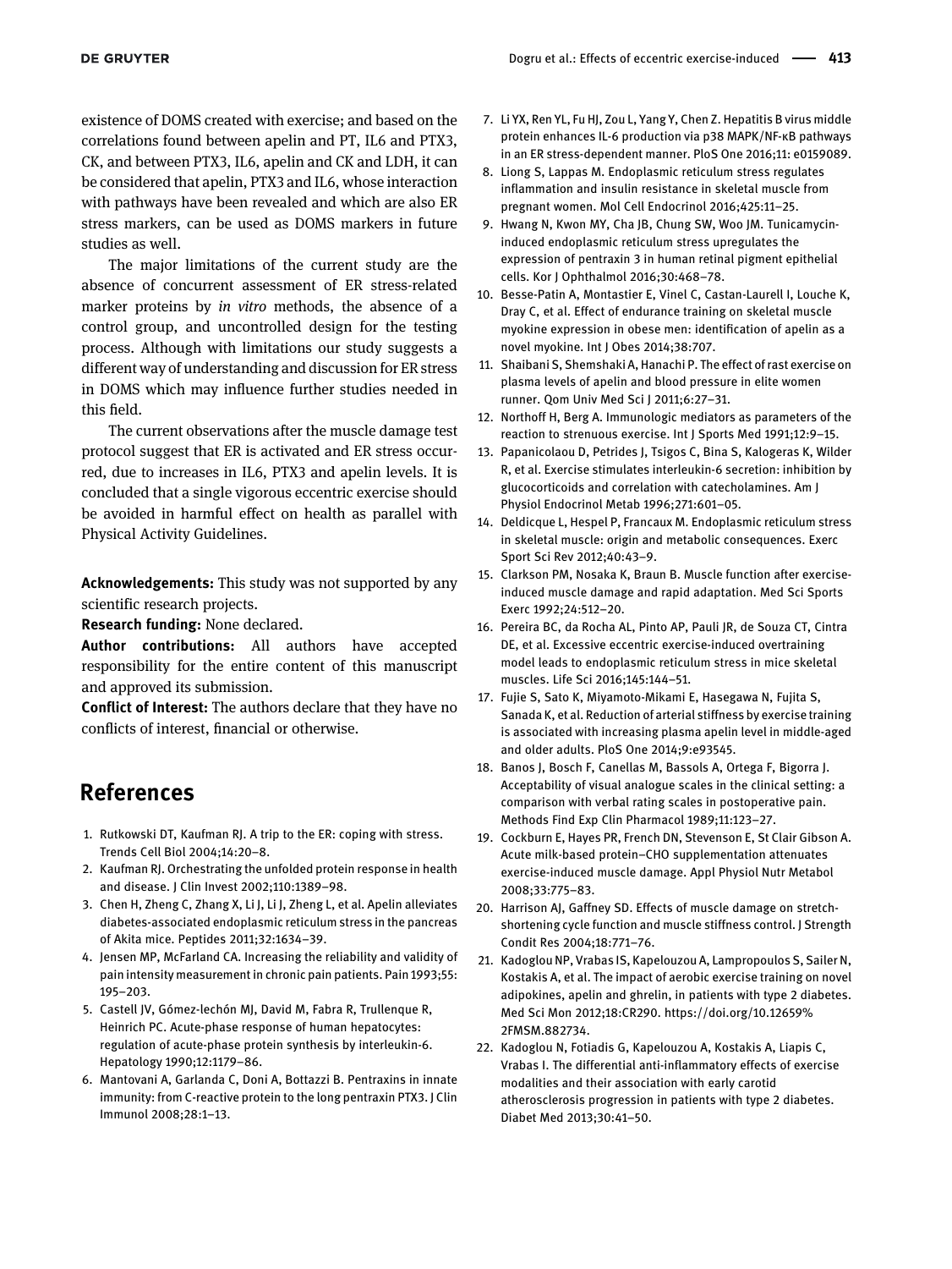existence of DOMS created with exercise; and based on the correlations found between apelin and PT, IL6 and PTX3, CK, and between PTX3, IL6, apelin and CK and LDH, it can be considered that apelin, PTX3 and IL6, whose interaction with pathways have been revealed and which are also ER stress markers, can be used as DOMS markers in future studies as well.

The major limitations of the current study are the absence of concurrent assessment of ER stress-related marker proteins by *in vitro* methods, the absence of a control group, and uncontrolled design for the testing process. Although with limitations our study suggests a different way of understanding and discussion for ER stress in DOMS which may influence further studies needed in this field.

The current observations after the muscle damage test protocol suggest that ER is activated and ER stress occurred, due to increases in IL6, PTX3 and apelin levels. It is concluded that a single vigorous eccentric exercise should be avoided in harmful effect on health as parallel with Physical Activity Guidelines.

**Acknowledgements:** This study was not supported by any scientific research projects.

**Research funding:** None declared.

**Author contributions:** All authors have accepted responsibility for the entire content of this manuscript and approved its submission.

**Conflict of Interest:** The authors declare that they have no conflicts of interest, financial or otherwise.

## References

1. Rutkowski DT, Kaufman RJ. A trip to the ER: coping with stress. Trends Cell Biol 2004;14:20–8.
2. Kaufman RJ. Orchestrating the unfolded protein response in health and disease. J Clin Invest 2002;110:1389–98.
3. Chen H, Zheng C, Zhang X, Li J, Li J, Zheng L, et al. Apelin alleviates diabetes-associated endoplasmic reticulum stress in the pancreas of Akita mice. Peptides 2011;32:1634–39.
4. Jensen MP, McFarland CA. Increasing the reliability and validity of pain intensity measurement in chronic pain patients. Pain 1993;55: 195–203.
5. Castell JV, Gómez-lechón MJ, David M, Fabra R, Trullenque R, Heinrich PC. Acute-phase response of human hepatocytes: regulation of acute-phase protein synthesis by interleukin-6. Hepatology 1990;12:1179–86.
6. Mantovani A, Garlanda C, Doni A, Bottazzi B. Pentraxins in innate immunity: from C-reactive protein to the long pentraxin PTX3. J Clin Immunol 2008;28:1–13.
7. Li YX, Ren YL, Fu HJ, Zou L, Yang Y, Chen Z. Hepatitis B virus middle protein enhances IL-6 production via p38 MAPK/NF-κB pathways in an ER stress-dependent manner. PloS One 2016;11: e0159089.
8. Liong S, Lappas M. Endoplasmic reticulum stress regulates inflammation and insulin resistance in skeletal muscle from pregnant women. Mol Cell Endocrinol 2016;425:11–25.
9. Hwang N, Kwon MY, Cha JB, Chung SW, Woo JM. Tunicamycin-induced endoplasmic reticulum stress upregulates the expression of pentraxin 3 in human retinal pigment epithelial cells. Kor J Ophthalmol 2016;30:468–78.
10. Besse-Patin A, Montastier E, Vinel C, Castan-Laurell I, Louche K, Dray C, et al. Effect of endurance training on skeletal muscle myokine expression in obese men: identification of apelin as a novel myokine. Int J Obes 2014;38:707.
11. Shaibani S, Shemshaki A, Hanachi P. The effect of rast exercise on plasma levels of apelin and blood pressure in elite women runner. Qom Univ Med Sci J 2011;6:27–31.
12. Northoff H, Berg A. Immunologic mediators as parameters of the reaction to strenuous exercise. Int J Sports Med 1991;12:9–15.
13. Papanicolaou D, Petrides J, Tsigos C, Bina S, Kalogeras K, Wilder R, et al. Exercise stimulates interleukin-6 secretion: inhibition by glucocorticoids and correlation with catecholamines. Am J Physiol Endocrinol Metab 1996;271:601–05.
14. Deldicque L, Hespel P, Francaux M. Endoplasmic reticulum stress in skeletal muscle: origin and metabolic consequences. Exerc Sport Sci Rev 2012;40:43–9.
15. Clarkson PM, Nosaka K, Braun B. Muscle function after exercise-induced muscle damage and rapid adaptation. Med Sci Sports Exerc 1992;24:512–20.
16. Pereira BC, da Rocha AL, Pinto AP, Pauli JR, de Souza CT, Cintra DE, et al. Excessive eccentric exercise-induced overtraining model leads to endoplasmic reticulum stress in mice skeletal muscles. Life Sci 2016;145:144–51.
17. Fujie S, Sato K, Miyamoto-Mikami E, Hasegawa N, Fujita S, Sanada K, et al. Reduction of arterial stiffness by exercise training is associated with increasing plasma apelin level in middle-aged and older adults. PloS One 2014;9:e93545.
18. Banos J, Bosch F, Canellas M, Bassols A, Ortega F, Bigorra J. Acceptability of visual analogue scales in the clinical setting: a comparison with verbal rating scales in postoperative pain. Methods Find Exp Clin Pharmacol 1989;11:123–27.
19. Cockburn E, Hayes PR, French DN, Stevenson E, St Clair Gibson A. Acute milk-based protein–CHO supplementation attenuates exercise-induced muscle damage. Appl Physiol Nutr Metabol 2008;33:775–83.
20. Harrison AJ, Gaffney SD. Effects of muscle damage on stretch-shortening cycle function and muscle stiffness control. J Strength Condit Res 2004;18:771–76.
21. Kadoglou NP, Vrabas IS, Kapelouzou A, Lampropoulos S, Sailer N, Kostakis A, et al. The impact of aerobic exercise training on novel adipokines, apelin and ghrelin, in patients with type 2 diabetes. Med Sci Mon 2012;18:CR290. https://doi.org/10.12659%2FMSM.882734.
22. Kadoglou N, Fotiadis G, Kapelouzou A, Kostakis A, Liapis C, Vrabas I. The differential anti-inflammatory effects of exercise modalities and their association with early carotid atherosclerosis progression in patients with type 2 diabetes. Diabet Med 2013;30:41–50.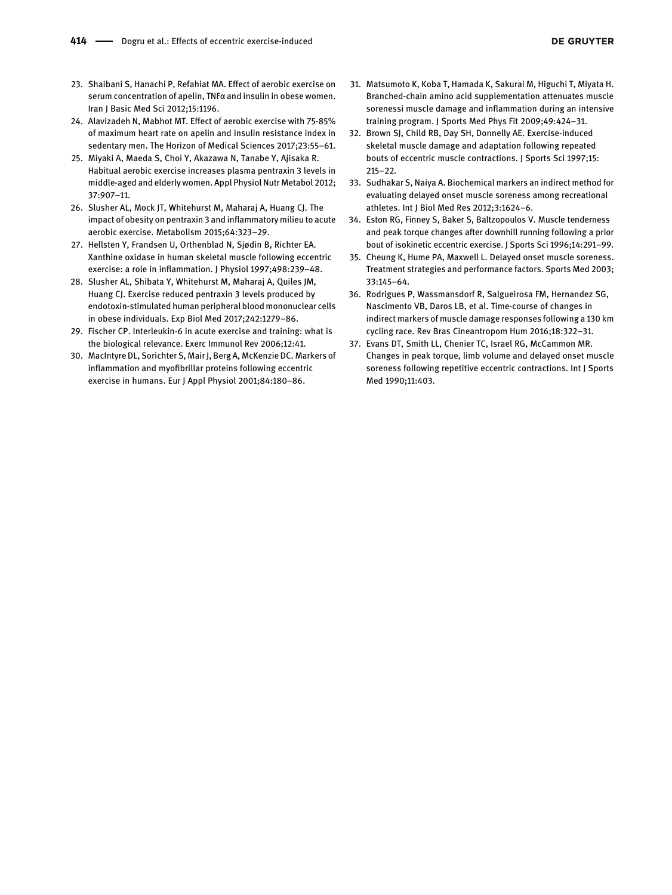23. Shaibani S, Hanachi P, Refahiat MA. Effect of aerobic exercise on serum concentration of apelin, TNFα and insulin in obese women. Iran J Basic Med Sci 2012;15:1196.
24. Alavizadeh N, Mabhot MT. Effect of aerobic exercise with 75-85% of maximum heart rate on apelin and insulin resistance index in sedentary men. The Horizon of Medical Sciences 2017;23:55–61.
25. Miyaki A, Maeda S, Choi Y, Akazawa N, Tanabe Y, Ajisaka R. Habitual aerobic exercise increases plasma pentraxin 3 levels in middle-aged and elderly women. Appl Physiol Nutr Metabol 2012; 37:907–11.
26. Slusher AL, Mock JT, Whitehurst M, Maharaj A, Huang CJ. The impact of obesity on pentraxin 3 and inflammatory milieu to acute aerobic exercise. Metabolism 2015;64:323–29.
27. Hellsten Y, Frandsen U, Orthenblad N, Sjødin B, Richter EA. Xanthine oxidase in human skeletal muscle following eccentric exercise: a role in inflammation. J Physiol 1997;498:239–48.
28. Slusher AL, Shibata Y, Whitehurst M, Maharaj A, Quiles JM, Huang CJ. Exercise reduced pentraxin 3 levels produced by endotoxin-stimulated human peripheral blood mononuclear cells in obese individuals. Exp Biol Med 2017;242:1279–86.
29. Fischer CP. Interleukin-6 in acute exercise and training: what is the biological relevance. Exerc Immunol Rev 2006;12:41.
30. MacIntyre DL, Sorichter S, Mair J, Berg A, McKenzie DC. Markers of inflammation and myofibrillar proteins following eccentric exercise in humans. Eur J Appl Physiol 2001;84:180–86.
31. Matsumoto K, Koba T, Hamada K, Sakurai M, Higuchi T, Miyata H. Branched-chain amino acid supplementation attenuates muscle sorenessi muscle damage and inflammation during an intensive training program. J Sports Med Phys Fit 2009;49:424–31.
32. Brown SJ, Child RB, Day SH, Donnelly AE. Exercise-induced skeletal muscle damage and adaptation following repeated bouts of eccentric muscle contractions. J Sports Sci 1997;15: 215–22.
33. Sudhakar S, Naiya A. Biochemical markers an indirect method for evaluating delayed onset muscle soreness among recreational athletes. Int J Biol Med Res 2012;3:1624–6.
34. Eston RG, Finney S, Baker S, Baltzopoulos V. Muscle tenderness and peak torque changes after downhill running following a prior bout of isokinetic eccentric exercise. J Sports Sci 1996;14:291–99.
35. Cheung K, Hume PA, Maxwell L. Delayed onset muscle soreness. Treatment strategies and performance factors. Sports Med 2003; 33:145–64.
36. Rodrigues P, Wassmansdorf R, Salgueirosa FM, Hernandez SG, Nascimento VB, Daros LB, et al. Time-course of changes in indirect markers of muscle damage responses following a 130 km cycling race. Rev Bras Cineantropom Hum 2016;18:322–31.
37. Evans DT, Smith LL, Chenier TC, Israel RG, McCammon MR. Changes in peak torque, limb volume and delayed onset muscle soreness following repetitive eccentric contractions. Int J Sports Med 1990;11:403.